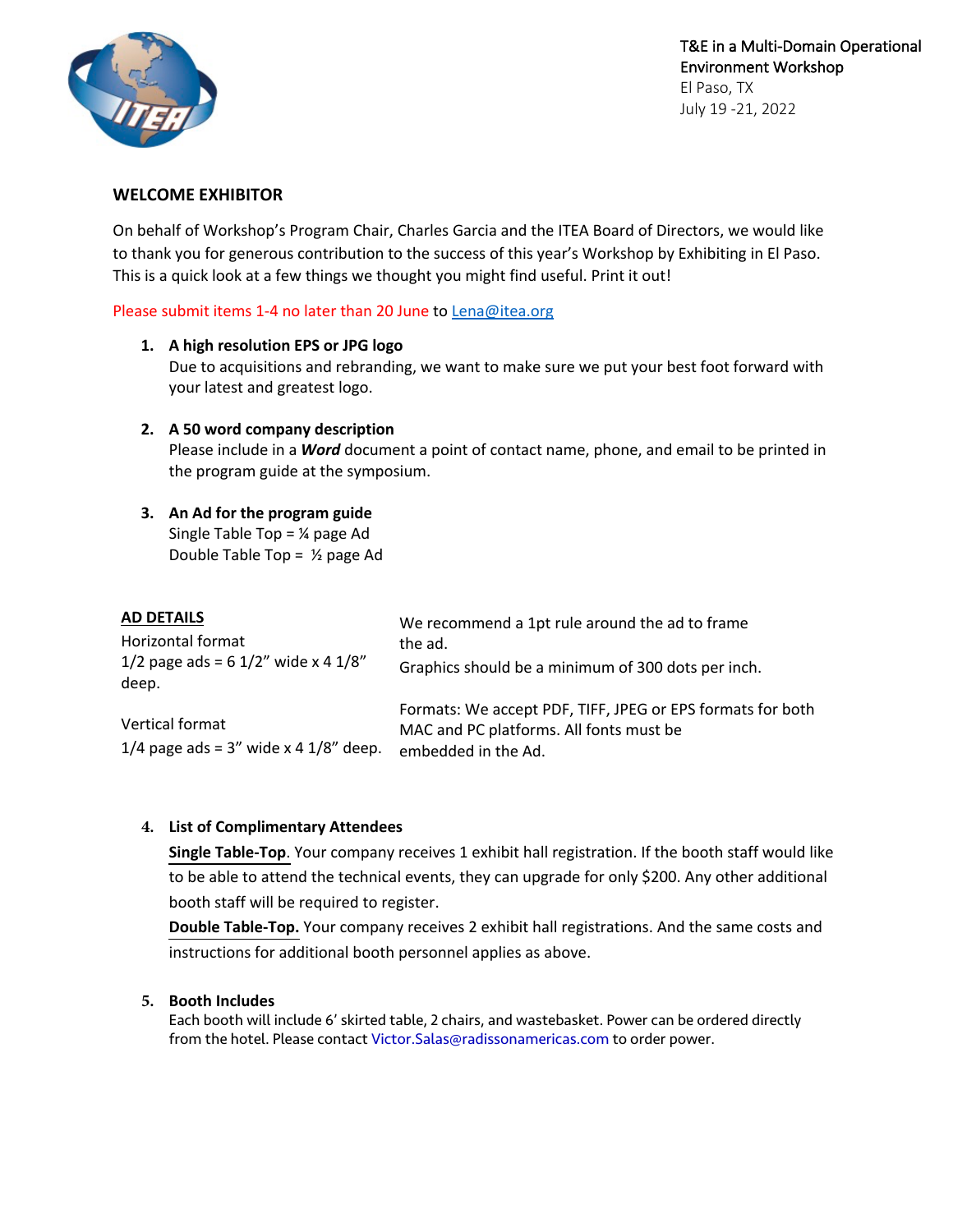T&E in a Multi-Domain Operational Environment Workshop
El Paso, TX
July 19 -21, 2022

## WELCOME EXHIBITOR

On behalf of Workshop's Program Chair, Charles Garcia and the ITEA Board of Directors, we would like to thank you for generous contribution to the success of this year's Workshop by Exhibiting in El Paso. This is a quick look at a few things we thought you might find useful. Print it out!

Please submit items 1-4 no later than 20 June to Lena@itea.org

1. **A high resolution EPS or JPG logo**
   Due to acquisitions and rebranding, we want to make sure we put your best foot forward with your latest and greatest logo.

2. **A 50 word company description**
   Please include in a ***Word*** document a point of contact name, phone, and email to be printed in the program guide at the symposium.

3. **An Ad for the program guide**
   Single Table Top = ¼ page Ad
   Double Table Top = ½ page Ad

**AD DETAILS**

Horizontal format
1/2 page ads = 6 1/2" wide x 4 1/8" deep.

Vertical format
1/4 page ads = 3" wide x 4 1/8" deep.

We recommend a 1pt rule around the ad to frame the ad.

Graphics should be a minimum of 300 dots per inch.

Formats: We accept PDF, TIFF, JPEG or EPS formats for both MAC and PC platforms. All fonts must be embedded in the Ad.

4. **List of Complimentary Attendees**
   **Single Table-Top**. Your company receives 1 exhibit hall registration. If the booth staff would like to be able to attend the technical events, they can upgrade for only $200. Any other additional booth staff will be required to register.
   **Double Table-Top.** Your company receives 2 exhibit hall registrations. And the same costs and instructions for additional booth personnel applies as above.

5. **Booth Includes**
   Each booth will include 6' skirted table, 2 chairs, and wastebasket. Power can be ordered directly from the hotel. Please contact Victor.Salas@radissonamericas.com to order power.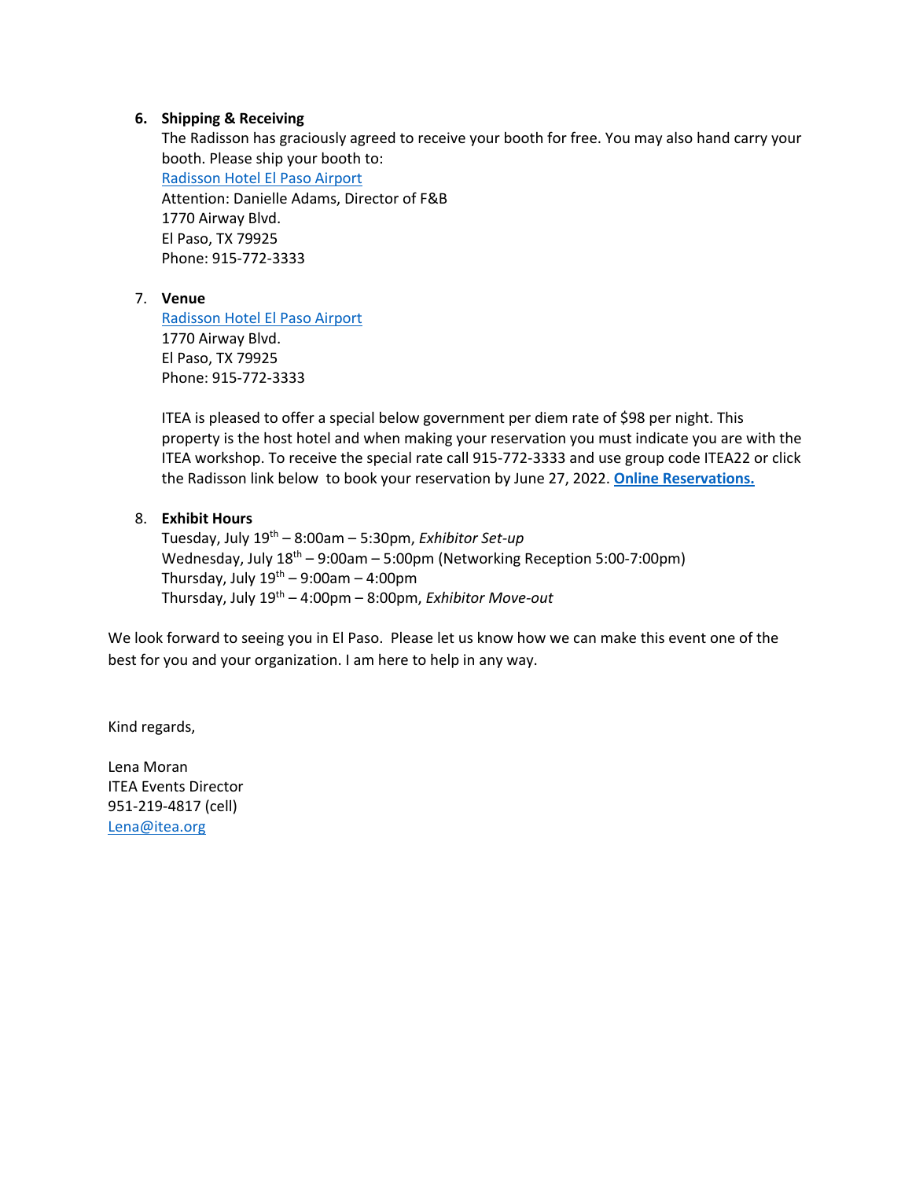6. **Shipping & Receiving**
   The Radisson has graciously agreed to receive your booth for free. You may also hand carry your booth. Please ship your booth to:
   [Radisson Hotel El Paso Airport]
   Attention: Danielle Adams, Director of F&B
   1770 Airway Blvd.
   El Paso, TX 79925
   Phone: 915-772-3333

7. **Venue**
   [Radisson Hotel El Paso Airport]
   1770 Airway Blvd.
   El Paso, TX 79925
   Phone: 915-772-3333

   ITEA is pleased to offer a special below government per diem rate of $98 per night. This property is the host hotel and when making your reservation you must indicate you are with the ITEA workshop. To receive the special rate call 915-772-3333 and use group code ITEA22 or click the Radisson link below to book your reservation by June 27, 2022. **Online Reservations.**

8. **Exhibit Hours**
   Tuesday, July 19th – 8:00am – 5:30pm, *Exhibitor Set-up*
   Wednesday, July 18th – 9:00am – 5:00pm (Networking Reception 5:00-7:00pm)
   Thursday, July 19th – 9:00am – 4:00pm
   Thursday, July 19th – 4:00pm – 8:00pm, *Exhibitor Move-out*

We look forward to seeing you in El Paso. Please let us know how we can make this event one of the best for you and your organization. I am here to help in any way.

Kind regards,

Lena Moran
ITEA Events Director
951-219-4817 (cell)
Lena@itea.org